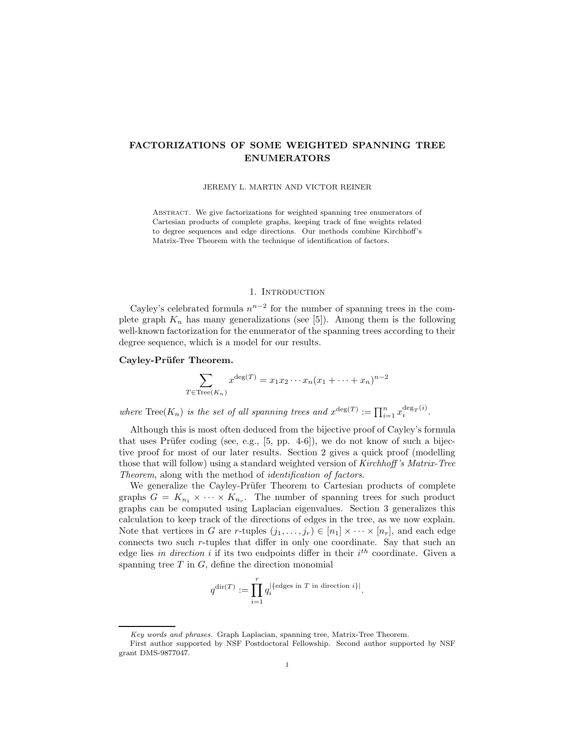# FACTORIZATIONS OF SOME WEIGHTED SPANNING TREE ENUMERATORS

JEREMY L. MARTIN AND VICTOR REINER

Abstract. We give factorizations for weighted spanning tree enumerators of Cartesian products of complete graphs, keeping track of fine weights related to degree sequences and edge directions. Our methods combine Kirchhoff's Matrix-Tree Theorem with the technique of identification of factors.

## 1. Introduction

Cayley's celebrated formula $n^{n-2}$ for the number of spanning trees in the complete graph $K_n$ has many generalizations (see [5]). Among them is the following well-known factorization for the enumerator of the spanning trees according to their degree sequence, which is a model for our results.

**Cayley-Prüfer Theorem.**

$$\sum_{T \in \mathrm{Tree}(K_n)} x^{\deg(T)} = x_1 x_2 \cdots x_n (x_1 + \cdots + x_n)^{n-2}$$

*where* $\mathrm{Tree}(K_n)$ *is the set of all spanning trees and* $x^{\deg(T)} := \prod_{i=1}^{n} x_i^{\deg_T(i)}$.

Although this is most often deduced from the bijective proof of Cayley's formula that uses Prüfer coding (see, e.g., [5, pp. 4-6]), we do not know of such a bijective proof for most of our later results. Section 2 gives a quick proof (modelling those that will follow) using a standard weighted version of *Kirchhoff's Matrix-Tree Theorem*, along with the method of *identification of factors*.

We generalize the Cayley-Prüfer Theorem to Cartesian products of complete graphs $G = K_{n_1} \times \cdots \times K_{n_r}$. The number of spanning trees for such product graphs can be computed using Laplacian eigenvalues. Section 3 generalizes this calculation to keep track of the directions of edges in the tree, as we now explain. Note that vertices in $G$ are $r$-tuples $(j_1, \ldots, j_r) \in [n_1] \times \cdots \times [n_r]$, and each edge connects two such $r$-tuples that differ in only one coordinate. Say that such an edge lies *in direction* $i$ if its two endpoints differ in their $i^{th}$ coordinate. Given a spanning tree $T$ in $G$, define the direction monomial

$$q^{\mathrm{dir}(T)} := \prod_{i=1}^{r} q_i^{|\{\text{edges in } T \text{ in direction } i\}|}.$$

---

*Key words and phrases.* Graph Laplacian, spanning tree, Matrix-Tree Theorem.

First author supported by NSF Postdoctoral Fellowship. Second author supported by NSF grant DMS-9877047.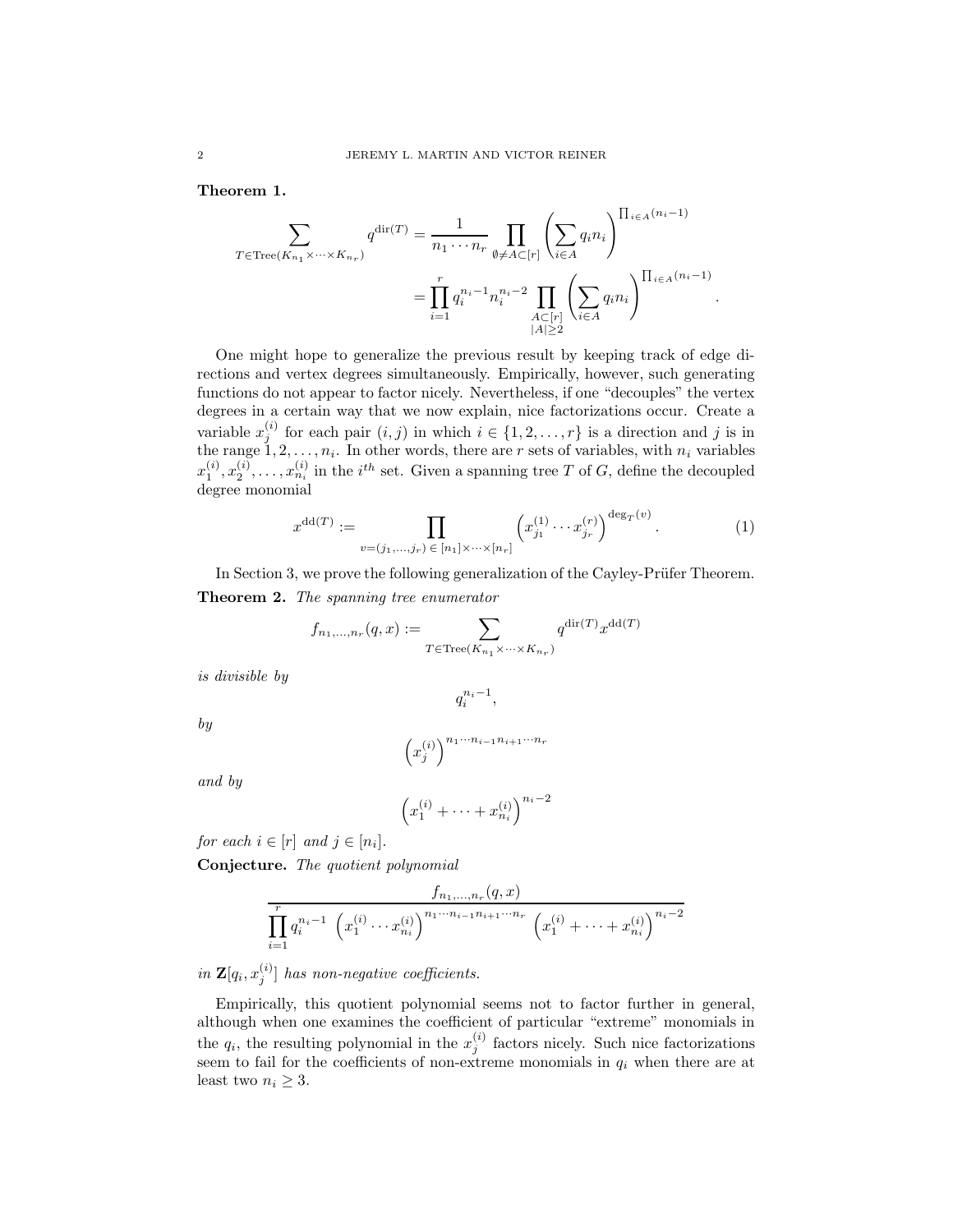**Theorem 1.**

$$\sum_{T \in \mathrm{Tree}(K_{n_1} \times \cdots \times K_{n_r})} q^{\mathrm{dir}(T)} = \frac{1}{n_1 \cdots n_r} \prod_{\emptyset \neq A \subset [r]} \left( \sum_{i \in A} q_i n_i \right)^{\prod_{i \in A}(n_i - 1)}$$
$$= \prod_{i=1}^{r} q_i^{n_i - 1} n_i^{n_i - 2} \prod_{\substack{A \subset [r] \\ |A| \geq 2}} \left( \sum_{i \in A} q_i n_i \right)^{\prod_{i \in A}(n_i - 1)}.$$

One might hope to generalize the previous result by keeping track of edge directions and vertex degrees simultaneously. Empirically, however, such generating functions do not appear to factor nicely. Nevertheless, if one "decouples" the vertex degrees in a certain way that we now explain, nice factorizations occur. Create a variable $x_j^{(i)}$ for each pair $(i, j)$ in which $i \in \{1, 2, \ldots, r\}$ is a direction and $j$ is in the range $1, 2, \ldots, n_i$. In other words, there are $r$ sets of variables, with $n_i$ variables $x_1^{(i)}, x_2^{(i)}, \ldots, x_{n_i}^{(i)}$ in the $i^{th}$ set. Given a spanning tree $T$ of $G$, define the decoupled degree monomial

$$x^{\mathrm{dd}(T)} := \prod_{v = (j_1, \ldots, j_r) \, \in \, [n_1] \times \cdots \times [n_r]} \left( x_{j_1}^{(1)} \cdots x_{j_r}^{(r)} \right)^{\deg_T(v)}. \tag{1}$$

In Section 3, we prove the following generalization of the Cayley-Prüfer Theorem.

**Theorem 2.** *The spanning tree enumerator*

$$f_{n_1, \ldots, n_r}(q, x) := \sum_{T \in \mathrm{Tree}(K_{n_1} \times \cdots \times K_{n_r})} q^{\mathrm{dir}(T)} x^{\mathrm{dd}(T)}$$

*is divisible by*

$$q_i^{n_i - 1},$$

*by*

$$\left( x_j^{(i)} \right)^{n_1 \cdots n_{i-1} n_{i+1} \cdots n_r}$$

*and by*

$$\left( x_1^{(i)} + \cdots + x_{n_i}^{(i)} \right)^{n_i - 2}$$

*for each $i \in [r]$ and $j \in [n_i]$.*

**Conjecture.** *The quotient polynomial*

$$\frac{f_{n_1, \ldots, n_r}(q, x)}{\prod_{i=1}^{r} q_i^{n_i - 1} \left( x_1^{(i)} \cdots x_{n_i}^{(i)} \right)^{n_1 \cdots n_{i-1} n_{i+1} \cdots n_r} \left( x_1^{(i)} + \cdots + x_{n_i}^{(i)} \right)^{n_i - 2}}$$

*in $\mathbf{Z}[q_i, x_j^{(i)}]$ has non-negative coefficients.*

Empirically, this quotient polynomial seems not to factor further in general, although when one examines the coefficient of particular "extreme" monomials in the $q_i$, the resulting polynomial in the $x_j^{(i)}$ factors nicely. Such nice factorizations seem to fail for the coefficients of non-extreme monomials in $q_i$ when there are at least two $n_i \geq 3$.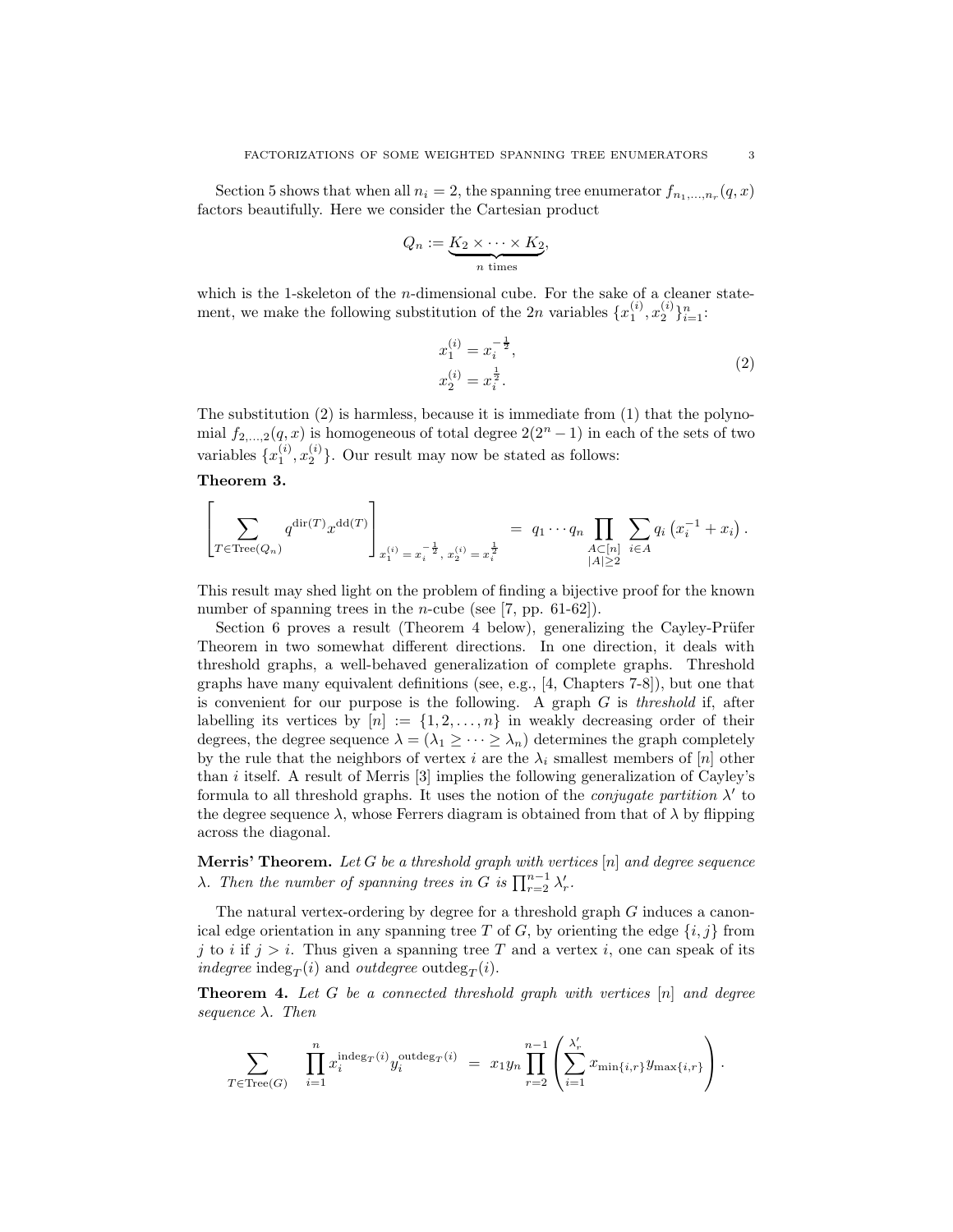Section 5 shows that when all $n_i = 2$, the spanning tree enumerator $f_{n_1,\ldots,n_r}(q, x)$ factors beautifully. Here we consider the Cartesian product

$$Q_n := \underbrace{K_2 \times \cdots \times K_2}_{n \text{ times}},$$

which is the 1-skeleton of the $n$-dimensional cube. For the sake of a cleaner statement, we make the following substitution of the $2n$ variables $\{x_1^{(i)}, x_2^{(i)}\}_{i=1}^n$:

$$\begin{aligned} x_1^{(i)} &= x_i^{-\frac{1}{2}}, \\ x_2^{(i)} &= x_i^{\frac{1}{2}}. \end{aligned} \tag{2}$$

The substitution (2) is harmless, because it is immediate from (1) that the polynomial $f_{2,\ldots,2}(q, x)$ is homogeneous of total degree $2(2^n - 1)$ in each of the sets of two variables $\{x_1^{(i)}, x_2^{(i)}\}$. Our result may now be stated as follows:

**Theorem 3.**

$$\left[ \sum_{T \in \mathrm{Tree}(Q_n)} q^{\mathrm{dir}(T)} x^{\mathrm{dd}(T)} \right]_{x_1^{(i)} = x_i^{-\frac{1}{2}},\ x_2^{(i)} = x_i^{\frac{1}{2}}} = q_1 \cdots q_n \prod_{\substack{A \subset [n] \\ |A| \geq 2}} \sum_{i \in A} q_i \left( x_i^{-1} + x_i \right).$$

This result may shed light on the problem of finding a bijective proof for the known number of spanning trees in the $n$-cube (see [7, pp. 61-62]).

Section 6 proves a result (Theorem 4 below), generalizing the Cayley-Prüfer Theorem in two somewhat different directions. In one direction, it deals with threshold graphs, a well-behaved generalization of complete graphs. Threshold graphs have many equivalent definitions (see, e.g., [4, Chapters 7-8]), but one that is convenient for our purpose is the following. A graph $G$ is *threshold* if, after labelling its vertices by $[n] := \{1, 2, \ldots, n\}$ in weakly decreasing order of their degrees, the degree sequence $\lambda = (\lambda_1 \geq \cdots \geq \lambda_n)$ determines the graph completely by the rule that the neighbors of vertex $i$ are the $\lambda_i$ smallest members of $[n]$ other than $i$ itself. A result of Merris [3] implies the following generalization of Cayley's formula to all threshold graphs. It uses the notion of the *conjugate partition* $\lambda'$ to the degree sequence $\lambda$, whose Ferrers diagram is obtained from that of $\lambda$ by flipping across the diagonal.

**Merris' Theorem.** *Let $G$ be a threshold graph with vertices $[n]$ and degree sequence $\lambda$. Then the number of spanning trees in $G$ is $\prod_{r=2}^{n-1} \lambda'_r$.*

The natural vertex-ordering by degree for a threshold graph $G$ induces a canonical edge orientation in any spanning tree $T$ of $G$, by orienting the edge $\{i, j\}$ from $j$ to $i$ if $j > i$. Thus given a spanning tree $T$ and a vertex $i$, one can speak of its *indegree* $\mathrm{indeg}_T(i)$ and *outdegree* $\mathrm{outdeg}_T(i)$.

**Theorem 4.** *Let $G$ be a connected threshold graph with vertices $[n]$ and degree sequence $\lambda$. Then*

$$\sum_{T \in \mathrm{Tree}(G)} \prod_{i=1}^{n} x_i^{\mathrm{indeg}_T(i)} y_i^{\mathrm{outdeg}_T(i)} = x_1 y_n \prod_{r=2}^{n-1} \left( \sum_{i=1}^{\lambda'_r} x_{\min\{i,r\}} y_{\max\{i,r\}} \right).$$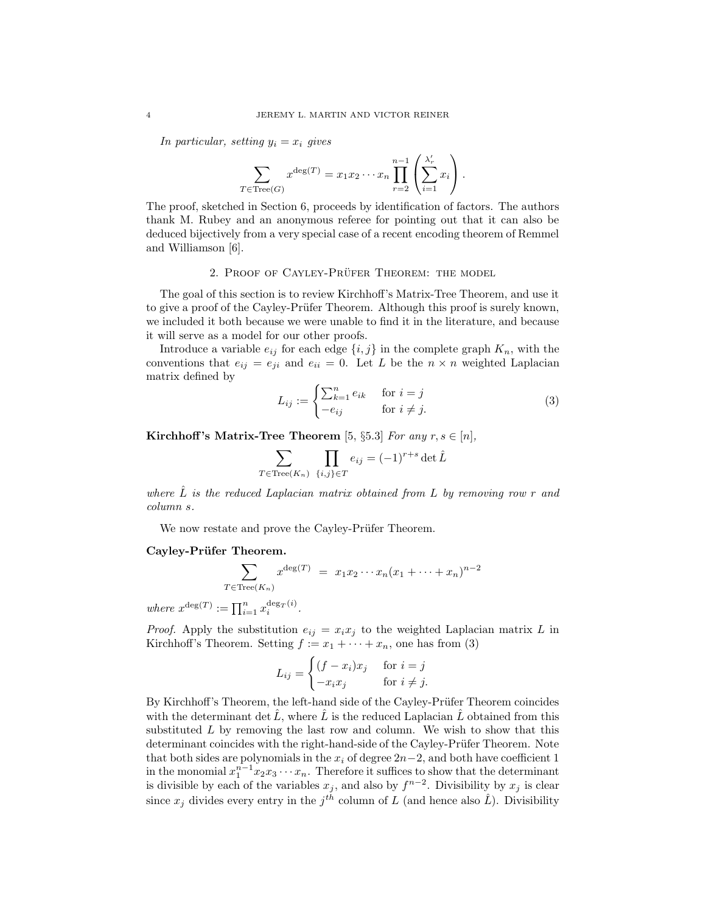*In particular, setting $y_i = x_i$ gives*

$$\sum_{T \in \mathrm{Tree}(G)} x^{\deg(T)} = x_1 x_2 \cdots x_n \prod_{r=2}^{n-1} \left( \sum_{i=1}^{\lambda'_r} x_i \right).$$

The proof, sketched in Section 6, proceeds by identification of factors. The authors thank M. Rubey and an anonymous referee for pointing out that it can also be deduced bijectively from a very special case of a recent encoding theorem of Remmel and Williamson [6].

## 2. Proof of Cayley-Prüfer Theorem: the model

The goal of this section is to review Kirchhoff's Matrix-Tree Theorem, and use it to give a proof of the Cayley-Prüfer Theorem. Although this proof is surely known, we included it both because we were unable to find it in the literature, and because it will serve as a model for our other proofs.

Introduce a variable $e_{ij}$ for each edge $\{i, j\}$ in the complete graph $K_n$, with the conventions that $e_{ij} = e_{ji}$ and $e_{ii} = 0$. Let $L$ be the $n \times n$ weighted Laplacian matrix defined by

$$L_{ij} := \begin{cases} \sum_{k=1}^{n} e_{ik} & \text{for } i = j \\ -e_{ij} & \text{for } i \neq j. \end{cases} \tag{3}$$

**Kirchhoff's Matrix-Tree Theorem** [5, §5.3] *For any $r, s \in [n]$,*

$$\sum_{T \in \mathrm{Tree}(K_n)} \prod_{\{i,j\} \in T} e_{ij} = (-1)^{r+s} \det \hat{L}$$

*where $\hat{L}$ is the reduced Laplacian matrix obtained from $L$ by removing row $r$ and column $s$.*

We now restate and prove the Cayley-Prüfer Theorem.

**Cayley-Prüfer Theorem.**

$$\sum_{T \in \mathrm{Tree}(K_n)} x^{\deg(T)} \;=\; x_1 x_2 \cdots x_n (x_1 + \cdots + x_n)^{n-2}$$

*where $x^{\deg(T)} := \prod_{i=1}^{n} x_i^{\deg_T(i)}$.*

*Proof.* Apply the substitution $e_{ij} = x_i x_j$ to the weighted Laplacian matrix $L$ in Kirchhoff's Theorem. Setting $f := x_1 + \cdots + x_n$, one has from (3)

$$L_{ij} = \begin{cases} (f - x_i) x_j & \text{for } i = j \\ -x_i x_j & \text{for } i \neq j. \end{cases}$$

By Kirchhoff's Theorem, the left-hand side of the Cayley-Prüfer Theorem coincides with the determinant $\det \hat{L}$, where $\hat{L}$ is the reduced Laplacian $\hat{L}$ obtained from this substituted $L$ by removing the last row and column. We wish to show that this determinant coincides with the right-hand-side of the Cayley-Prüfer Theorem. Note that both sides are polynomials in the $x_i$ of degree $2n-2$, and both have coefficient 1 in the monomial $x_1^{n-1} x_2 x_3 \cdots x_n$. Therefore it suffices to show that the determinant is divisible by each of the variables $x_j$, and also by $f^{n-2}$. Divisibility by $x_j$ is clear since $x_j$ divides every entry in the $j^{th}$ column of $L$ (and hence also $\hat{L}$). Divisibility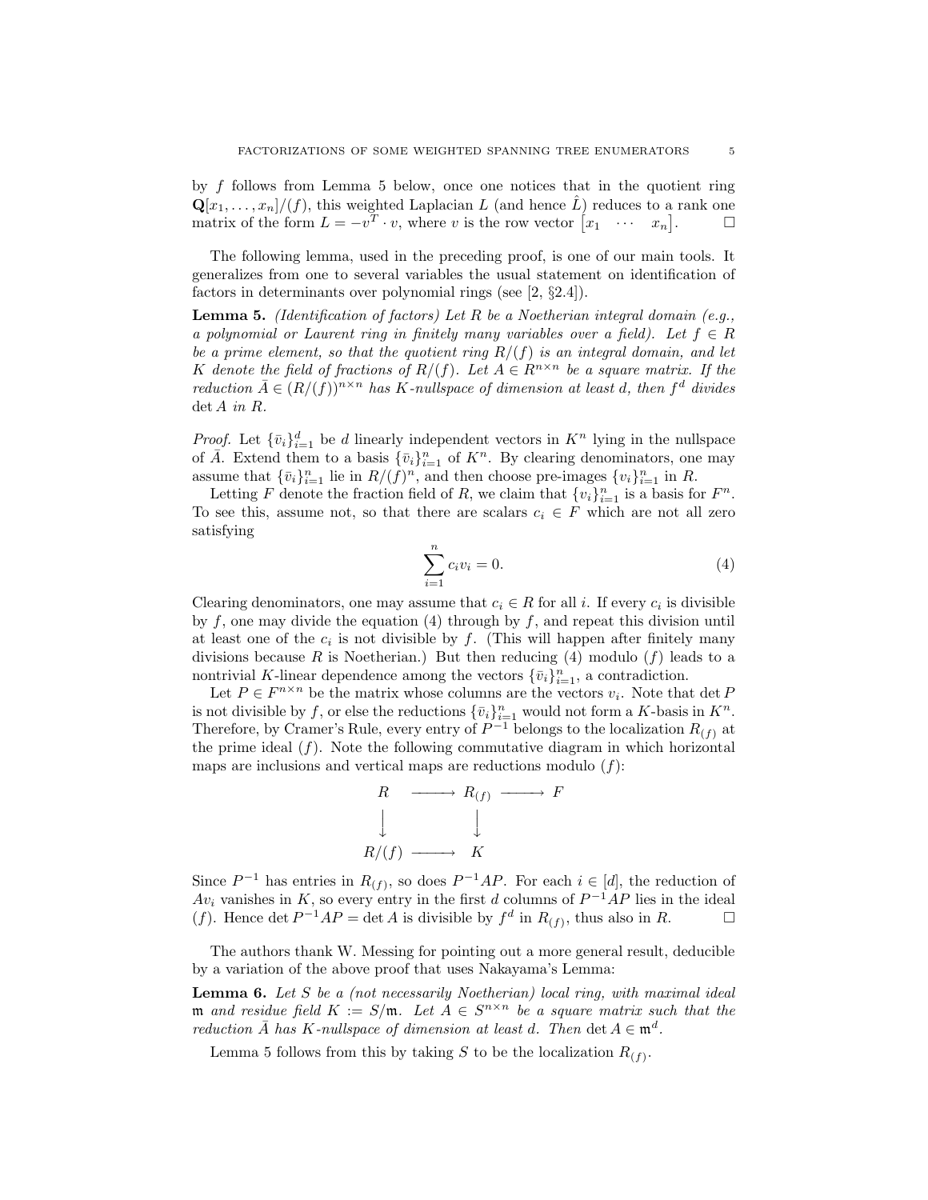by $f$ follows from Lemma 5 below, once one notices that in the quotient ring $\mathbf{Q}[x_1, \ldots, x_n]/(f)$, this weighted Laplacian $L$ (and hence $\hat{L}$) reduces to a rank one matrix of the form $L = -v^T \cdot v$, where $v$ is the row vector $\begin{bmatrix} x_1 & \cdots & x_n \end{bmatrix}$. $\square$

The following lemma, used in the preceding proof, is one of our main tools. It generalizes from one to several variables the usual statement on identification of factors in determinants over polynomial rings (see [2, §2.4]).

**Lemma 5.** *(Identification of factors) Let $R$ be a Noetherian integral domain (e.g., a polynomial or Laurent ring in finitely many variables over a field). Let $f \in R$ be a prime element, so that the quotient ring $R/(f)$ is an integral domain, and let $K$ denote the field of fractions of $R/(f)$. Let $A \in R^{n \times n}$ be a square matrix. If the reduction $\bar{A} \in (R/(f))^{n \times n}$ has $K$-nullspace of dimension at least $d$, then $f^d$ divides $\det A$ in $R$.*

*Proof.* Let $\{\bar{v}_i\}_{i=1}^d$ be $d$ linearly independent vectors in $K^n$ lying in the nullspace of $\bar{A}$. Extend them to a basis $\{\bar{v}_i\}_{i=1}^n$ of $K^n$. By clearing denominators, one may assume that $\{\bar{v}_i\}_{i=1}^n$ lie in $R/(f)^n$, and then choose pre-images $\{v_i\}_{i=1}^n$ in $R$.

Letting $F$ denote the fraction field of $R$, we claim that $\{v_i\}_{i=1}^n$ is a basis for $F^n$. To see this, assume not, so that there are scalars $c_i \in F$ which are not all zero satisfying

$$\sum_{i=1}^{n} c_i v_i = 0. \tag{4}$$

Clearing denominators, one may assume that $c_i \in R$ for all $i$. If every $c_i$ is divisible by $f$, one may divide the equation (4) through by $f$, and repeat this division until at least one of the $c_i$ is not divisible by $f$. (This will happen after finitely many divisions because $R$ is Noetherian.) But then reducing (4) modulo $(f)$ leads to a nontrivial $K$-linear dependence among the vectors $\{\bar{v}_i\}_{i=1}^n$, a contradiction.

Let $P \in F^{n \times n}$ be the matrix whose columns are the vectors $v_i$. Note that $\det P$ is not divisible by $f$, or else the reductions $\{\bar{v}_i\}_{i=1}^n$ would not form a $K$-basis in $K^n$. Therefore, by Cramer's Rule, every entry of $P^{-1}$ belongs to the localization $R_{(f)}$ at the prime ideal $(f)$. Note the following commutative diagram in which horizontal maps are inclusions and vertical maps are reductions modulo $(f)$:

$$\begin{array}{ccccc} R & \longrightarrow & R_{(f)} & \longrightarrow & F \\ \big\downarrow & & \big\downarrow & & \\ R/(f) & \longrightarrow & K & & \end{array}$$

Since $P^{-1}$ has entries in $R_{(f)}$, so does $P^{-1}AP$. For each $i \in [d]$, the reduction of $Av_i$ vanishes in $K$, so every entry in the first $d$ columns of $P^{-1}AP$ lies in the ideal $(f)$. Hence $\det P^{-1}AP = \det A$ is divisible by $f^d$ in $R_{(f)}$, thus also in $R$. $\square$

The authors thank W. Messing for pointing out a more general result, deducible by a variation of the above proof that uses Nakayama's Lemma:

**Lemma 6.** *Let $S$ be a (not necessarily Noetherian) local ring, with maximal ideal $\mathfrak{m}$ and residue field $K := S/\mathfrak{m}$. Let $A \in S^{n \times n}$ be a square matrix such that the reduction $\bar{A}$ has $K$-nullspace of dimension at least $d$. Then $\det A \in \mathfrak{m}^d$.*

Lemma 5 follows from this by taking $S$ to be the localization $R_{(f)}$.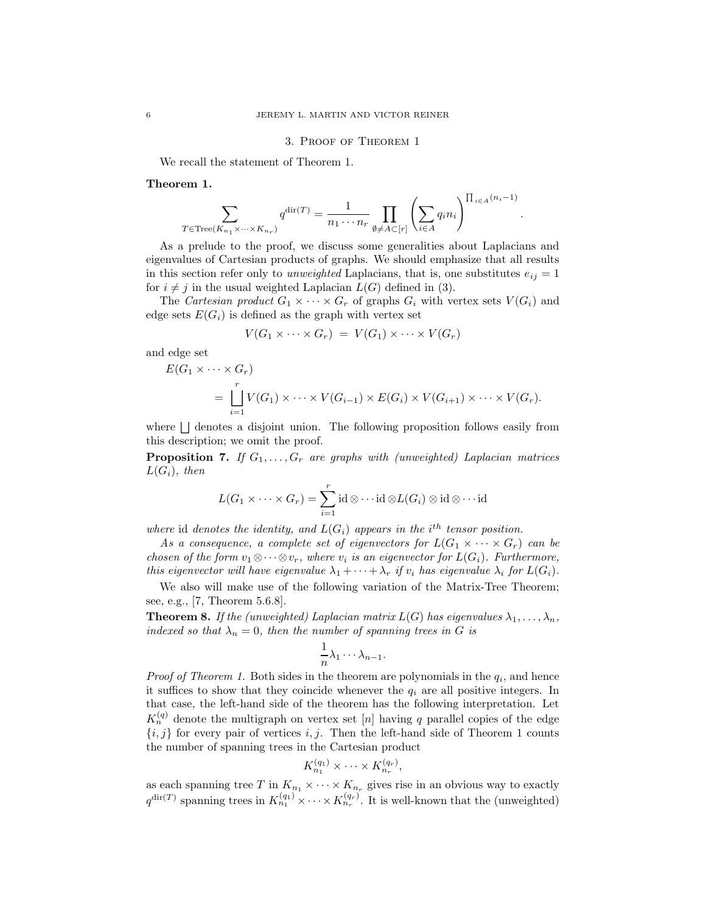## 3. Proof of Theorem 1

We recall the statement of Theorem 1.

**Theorem 1.**

$$\sum_{T\in \mathrm{Tree}(K_{n_1}\times\cdots\times K_{n_r})} q^{\mathrm{dir}(T)} = \frac{1}{n_1\cdots n_r}\prod_{\emptyset\neq A\subset[r]}\left(\sum_{i\in A} q_i n_i\right)^{\prod_{i\in A}(n_i-1)}.$$

As a prelude to the proof, we discuss some generalities about Laplacians and eigenvalues of Cartesian products of graphs. We should emphasize that all results in this section refer only to *unweighted* Laplacians, that is, one substitutes $e_{ij}=1$ for $i\neq j$ in the usual weighted Laplacian $L(G)$ defined in (3).

The *Cartesian product* $G_1\times\cdots\times G_r$ of graphs $G_i$ with vertex sets $V(G_i)$ and edge sets $E(G_i)$ is defined as the graph with vertex set

$$V(G_1\times\cdots\times G_r) \;=\; V(G_1)\times\cdots\times V(G_r)$$

and edge set

$$\begin{aligned} &E(G_1\times\cdots\times G_r)\\ &\quad= \bigsqcup_{i=1}^{r} V(G_1)\times\cdots\times V(G_{i-1})\times E(G_i)\times V(G_{i+1})\times\cdots\times V(G_r). \end{aligned}$$

where $\bigsqcup$ denotes a disjoint union. The following proposition follows easily from this description; we omit the proof.

**Proposition 7.** *If $G_1,\ldots,G_r$ are graphs with (unweighted) Laplacian matrices $L(G_i)$, then*

$$L(G_1\times\cdots\times G_r)=\sum_{i=1}^{r}\mathrm{id}\otimes\cdots\mathrm{id}\otimes L(G_i)\otimes\mathrm{id}\otimes\cdots\mathrm{id}$$

*where* id *denotes the identity, and $L(G_i)$ appears in the $i^{th}$ tensor position.*

*As a consequence, a complete set of eigenvectors for $L(G_1\times\cdots\times G_r)$ can be chosen of the form $v_1\otimes\cdots\otimes v_r$, where $v_i$ is an eigenvector for $L(G_i)$. Furthermore, this eigenvector will have eigenvalue $\lambda_1+\cdots+\lambda_r$ if $v_i$ has eigenvalue $\lambda_i$ for $L(G_i)$.*

We also will make use of the following variation of the Matrix-Tree Theorem; see, e.g., [7, Theorem 5.6.8].

**Theorem 8.** *If the (unweighted) Laplacian matrix $L(G)$ has eigenvalues $\lambda_1,\ldots,\lambda_n$, indexed so that $\lambda_n=0$, then the number of spanning trees in $G$ is*

$$\frac{1}{n}\lambda_1\cdots\lambda_{n-1}.$$

*Proof of Theorem 1.* Both sides in the theorem are polynomials in the $q_i$, and hence it suffices to show that they coincide whenever the $q_i$ are all positive integers. In that case, the left-hand side of the theorem has the following interpretation. Let $K_n^{(q)}$ denote the multigraph on vertex set $[n]$ having $q$ parallel copies of the edge $\{i,j\}$ for every pair of vertices $i,j$. Then the left-hand side of Theorem 1 counts the number of spanning trees in the Cartesian product

$$K_{n_1}^{(q_1)}\times\cdots\times K_{n_r}^{(q_r)},$$

as each spanning tree $T$ in $K_{n_1}\times\cdots\times K_{n_r}$ gives rise in an obvious way to exactly $q^{\mathrm{dir}(T)}$ spanning trees in $K_{n_1}^{(q_1)}\times\cdots\times K_{n_r}^{(q_r)}$. It is well-known that the (unweighted)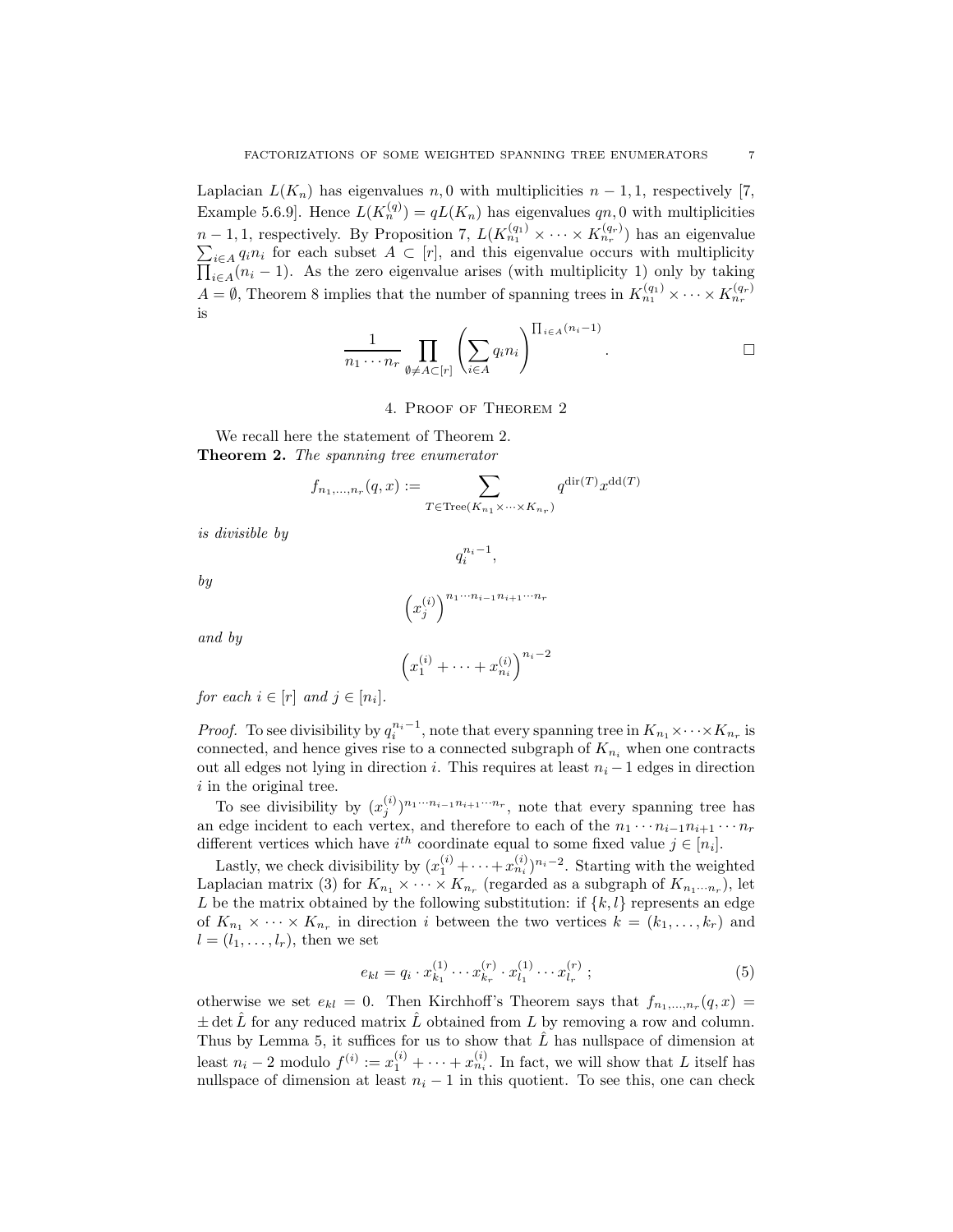Laplacian $L(K_n)$ has eigenvalues $n, 0$ with multiplicities $n-1, 1$, respectively [7, Example 5.6.9]. Hence $L(K_n^{(q)}) = qL(K_n)$ has eigenvalues $qn, 0$ with multiplicities $n-1, 1$, respectively. By Proposition 7, $L(K_{n_1}^{(q_1)} \times \cdots \times K_{n_r}^{(q_r)})$ has an eigenvalue $\sum_{i \in A} q_i n_i$ for each subset $A \subset [r]$, and this eigenvalue occurs with multiplicity $\prod_{i \in A}(n_i - 1)$. As the zero eigenvalue arises (with multiplicity 1) only by taking $A = \emptyset$, Theorem 8 implies that the number of spanning trees in $K_{n_1}^{(q_1)} \times \cdots \times K_{n_r}^{(q_r)}$ is

$$\frac{1}{n_1 \cdots n_r} \prod_{\emptyset \neq A \subset [r]} \left( \sum_{i \in A} q_i n_i \right)^{\prod_{i \in A}(n_i - 1)}. \qquad \square$$

## 4. Proof of Theorem 2

We recall here the statement of Theorem 2.

**Theorem 2.** *The spanning tree enumerator*

$$f_{n_1,\ldots,n_r}(q,x) := \sum_{T \in \mathrm{Tree}(K_{n_1} \times \cdots \times K_{n_r})} q^{\mathrm{dir}(T)} x^{\mathrm{dd}(T)}$$

*is divisible by*

$$q_i^{n_i - 1},$$

*by*

$$\left(x_j^{(i)}\right)^{n_1 \cdots n_{i-1} n_{i+1} \cdots n_r}$$

*and by*

$$\left(x_1^{(i)} + \cdots + x_{n_i}^{(i)}\right)^{n_i - 2}$$

*for each $i \in [r]$ and $j \in [n_i]$.*

*Proof.* To see divisibility by $q_i^{n_i-1}$, note that every spanning tree in $K_{n_1} \times \cdots \times K_{n_r}$ is connected, and hence gives rise to a connected subgraph of $K_{n_i}$ when one contracts out all edges not lying in direction $i$. This requires at least $n_i - 1$ edges in direction $i$ in the original tree.

To see divisibility by $(x_j^{(i)})^{n_1 \cdots n_{i-1} n_{i+1} \cdots n_r}$, note that every spanning tree has an edge incident to each vertex, and therefore to each of the $n_1 \cdots n_{i-1} n_{i+1} \cdots n_r$ different vertices which have $i^{th}$ coordinate equal to some fixed value $j \in [n_i]$.

Lastly, we check divisibility by $(x_1^{(i)} + \cdots + x_{n_i}^{(i)})^{n_i - 2}$. Starting with the weighted Laplacian matrix (3) for $K_{n_1} \times \cdots \times K_{n_r}$ (regarded as a subgraph of $K_{n_1 \cdots n_r}$), let $L$ be the matrix obtained by the following substitution: if $\{k, l\}$ represents an edge of $K_{n_1} \times \cdots \times K_{n_r}$ in direction $i$ between the two vertices $k = (k_1, \ldots, k_r)$ and $l = (l_1, \ldots, l_r)$, then we set

$$e_{kl} = q_i \cdot x_{k_1}^{(1)} \cdots x_{k_r}^{(r)} \cdot x_{l_1}^{(1)} \cdots x_{l_r}^{(r)}\,; \tag{5}$$

otherwise we set $e_{kl} = 0$. Then Kirchhoff's Theorem says that $f_{n_1,\ldots,n_r}(q,x) = \pm \det \hat{L}$ for any reduced matrix $\hat{L}$ obtained from $L$ by removing a row and column. Thus by Lemma 5, it suffices for us to show that $\hat{L}$ has nullspace of dimension at least $n_i - 2$ modulo $f^{(i)} := x_1^{(i)} + \cdots + x_{n_i}^{(i)}$. In fact, we will show that $L$ itself has nullspace of dimension at least $n_i - 1$ in this quotient. To see this, one can check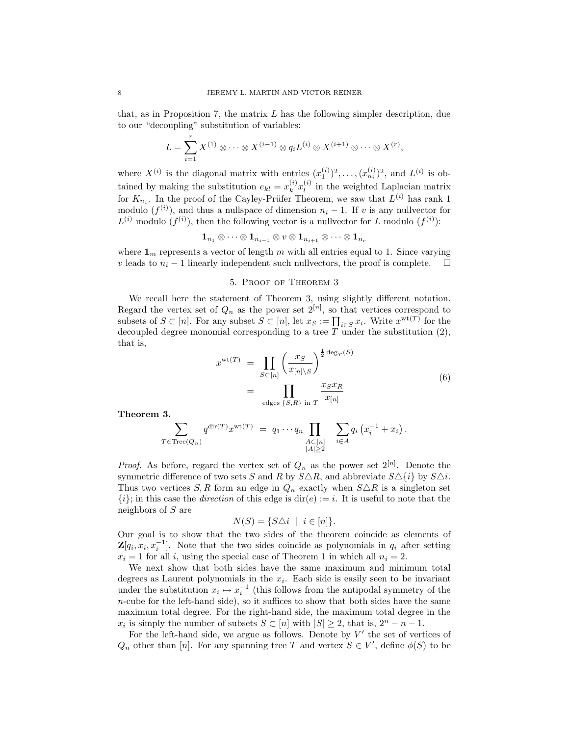that, as in Proposition 7, the matrix $L$ has the following simpler description, due to our "decoupling" substitution of variables:

$$L = \sum_{i=1}^{r} X^{(1)} \otimes \cdots \otimes X^{(i-1)} \otimes q_i L^{(i)} \otimes X^{(i+1)} \otimes \cdots \otimes X^{(r)},$$

where $X^{(i)}$ is the diagonal matrix with entries $(x_1^{(i)})^2, \ldots, (x_{n_i}^{(i)})^2$, and $L^{(i)}$ is obtained by making the substitution $e_{kl} = x_k^{(i)} x_l^{(i)}$ in the weighted Laplacian matrix for $K_{n_i}$. In the proof of the Cayley-Prüfer Theorem, we saw that $L^{(i)}$ has rank 1 modulo $(f^{(i)})$, and thus a nullspace of dimension $n_i - 1$. If $v$ is any nullvector for $L^{(i)}$ modulo $(f^{(i)})$, then the following vector is a nullvector for $L$ modulo $(f^{(i)})$:

$$\mathbf{1}_{n_1} \otimes \cdots \otimes \mathbf{1}_{n_{i-1}} \otimes v \otimes \mathbf{1}_{n_{i+1}} \otimes \cdots \otimes \mathbf{1}_{n_r}$$

where $\mathbf{1}_m$ represents a vector of length $m$ with all entries equal to 1. Since varying $v$ leads to $n_i - 1$ linearly independent such nullvectors, the proof is complete. $\square$

## 5. Proof of Theorem 3

We recall here the statement of Theorem 3, using slightly different notation. Regard the vertex set of $Q_n$ as the power set $2^{[n]}$, so that vertices correspond to subsets of $S \subset [n]$. For any subset $S \subset [n]$, let $x_S := \prod_{i \in S} x_i$. Write $x^{\mathrm{wt}(T)}$ for the decoupled degree monomial corresponding to a tree $T$ under the substitution (2), that is,

$$\begin{aligned} x^{\mathrm{wt}(T)} &= \prod_{S \subset [n]} \left( \frac{x_S}{x_{[n] \setminus S}} \right)^{\frac{1}{2} \deg_T(S)} \\ &= \prod_{\text{edges } \{S,R\} \text{ in } T} \frac{x_S x_R}{x_{[n]}} \end{aligned} \tag{6}$$

**Theorem 3.**

$$\sum_{T \in \mathrm{Tree}(Q_n)} q^{\mathrm{dir}(T)} x^{\mathrm{wt}(T)} \;=\; q_1 \cdots q_n \prod_{\substack{A \subset [n] \\ |A| \geq 2}} \; \sum_{i \in A} q_i \left( x_i^{-1} + x_i \right).$$

*Proof.* As before, regard the vertex set of $Q_n$ as the power set $2^{[n]}$. Denote the symmetric difference of two sets $S$ and $R$ by $S \triangle R$, and abbreviate $S \triangle \{i\}$ by $S \triangle i$. Thus two vertices $S, R$ form an edge in $Q_n$ exactly when $S \triangle R$ is a singleton set $\{i\}$; in this case the *direction* of this edge is $\mathrm{dir}(e) := i$. It is useful to note that the neighbors of $S$ are

$$N(S) = \{ S \triangle i \;\; | \;\; i \in [n] \}.$$

Our goal is to show that the two sides of the theorem coincide as elements of $\mathbf{Z}[q_i, x_i, x_i^{-1}]$. Note that the two sides coincide as polynomials in $q_i$ after setting $x_i = 1$ for all $i$, using the special case of Theorem 1 in which all $n_i = 2$.

We next show that both sides have the same maximum and minimum total degrees as Laurent polynomials in the $x_i$. Each side is easily seen to be invariant under the substitution $x_i \mapsto x_i^{-1}$ (this follows from the antipodal symmetry of the $n$-cube for the left-hand side), so it suffices to show that both sides have the same maximum total degree. For the right-hand side, the maximum total degree in the $x_i$ is simply the number of subsets $S \subset [n]$ with $|S| \geq 2$, that is, $2^n - n - 1$.

For the left-hand side, we argue as follows. Denote by $V'$ the set of vertices of $Q_n$ other than $[n]$. For any spanning tree $T$ and vertex $S \in V'$, define $\phi(S)$ to be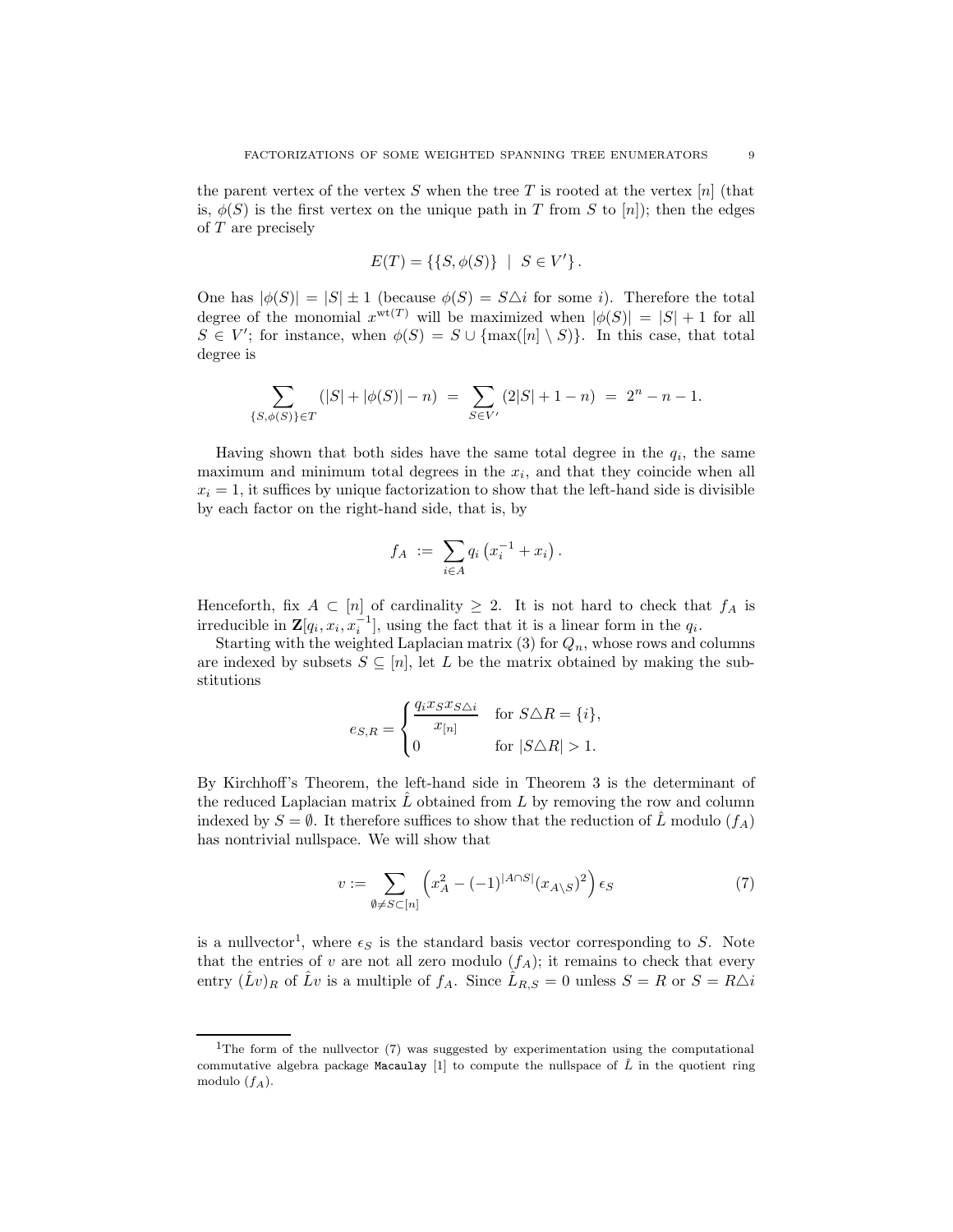the parent vertex of the vertex $S$ when the tree $T$ is rooted at the vertex $[n]$ (that is, $\phi(S)$ is the first vertex on the unique path in $T$ from $S$ to $[n]$); then the edges of $T$ are precisely

$$E(T) = \{\{S, \phi(S)\} \ \mid \ S \in V'\}.$$

One has $|\phi(S)| = |S| \pm 1$ (because $\phi(S) = S \triangle i$ for some $i$). Therefore the total degree of the monomial $x^{\mathrm{wt}(T)}$ will be maximized when $|\phi(S)| = |S| + 1$ for all $S \in V'$; for instance, when $\phi(S) = S \cup \{\max([n] \setminus S)\}$. In this case, that total degree is

$$\sum_{\{S,\phi(S)\} \in T} (|S| + |\phi(S)| - n) \ = \ \sum_{S \in V'} (2|S| + 1 - n) \ = \ 2^n - n - 1.$$

Having shown that both sides have the same total degree in the $q_i$, the same maximum and minimum total degrees in the $x_i$, and that they coincide when all $x_i = 1$, it suffices by unique factorization to show that the left-hand side is divisible by each factor on the right-hand side, that is, by

$$f_A \ := \ \sum_{i \in A} q_i \left(x_i^{-1} + x_i\right).$$

Henceforth, fix $A \subset [n]$ of cardinality $\geq 2$. It is not hard to check that $f_A$ is irreducible in $\mathbf{Z}[q_i, x_i, x_i^{-1}]$, using the fact that it is a linear form in the $q_i$.

Starting with the weighted Laplacian matrix (3) for $Q_n$, whose rows and columns are indexed by subsets $S \subseteq [n]$, let $L$ be the matrix obtained by making the substitutions

$$e_{S,R} = \begin{cases} \dfrac{q_i x_S x_{S \triangle i}}{x_{[n]}} & \text{for } S \triangle R = \{i\}, \\ 0 & \text{for } |S \triangle R| > 1. \end{cases}$$

By Kirchhoff's Theorem, the left-hand side in Theorem 3 is the determinant of the reduced Laplacian matrix $\hat{L}$ obtained from $L$ by removing the row and column indexed by $S = \emptyset$. It therefore suffices to show that the reduction of $\hat{L}$ modulo $(f_A)$ has nontrivial nullspace. We will show that

$$v := \sum_{\emptyset \neq S \subset [n]} \left(x_A^2 - (-1)^{|A \cap S|} (x_{A \setminus S})^2\right) \epsilon_S \tag{7}$$

is a nullvector[1], where $\epsilon_S$ is the standard basis vector corresponding to $S$. Note that the entries of $v$ are not all zero modulo $(f_A)$; it remains to check that every entry $(\hat{L}v)_R$ of $\hat{L}v$ is a multiple of $f_A$. Since $\hat{L}_{R,S} = 0$ unless $S = R$ or $S = R \triangle i$

---

[1] The form of the nullvector (7) was suggested by experimentation using the computational commutative algebra package `Macaulay` [1] to compute the nullspace of $\hat{L}$ in the quotient ring modulo $(f_A)$.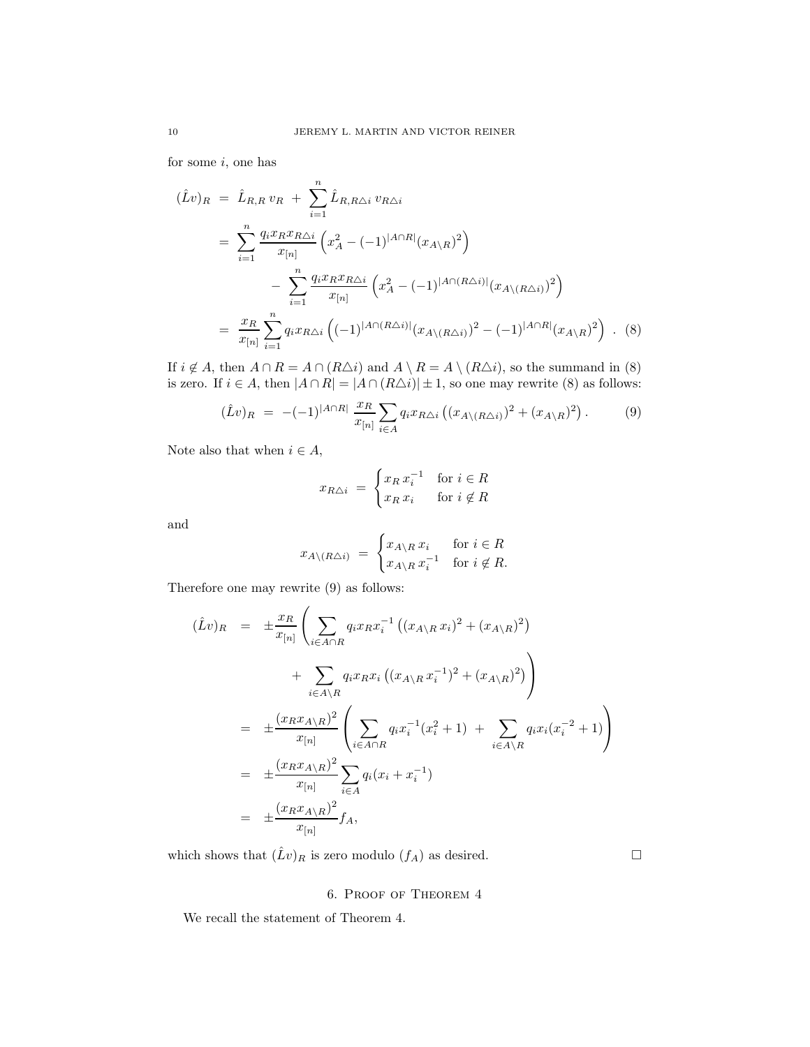for some $i$, one has

$$
\begin{aligned}
(\hat{L}v)_R &= \hat{L}_{R,R}\, v_R \;+\; \sum_{i=1}^{n} \hat{L}_{R,R\triangle i}\, v_{R\triangle i} \\
&= \sum_{i=1}^{n} \frac{q_i x_R x_{R\triangle i}}{x_{[n]}} \left( x_A^2 - (-1)^{|A\cap R|} (x_{A\setminus R})^2 \right) \\
&\qquad - \sum_{i=1}^{n} \frac{q_i x_R x_{R\triangle i}}{x_{[n]}} \left( x_A^2 - (-1)^{|A\cap (R\triangle i)|} (x_{A\setminus (R\triangle i)})^2 \right) \\
&= \frac{x_R}{x_{[n]}} \sum_{i=1}^{n} q_i x_{R\triangle i} \left( (-1)^{|A\cap (R\triangle i)|} (x_{A\setminus (R\triangle i)})^2 - (-1)^{|A\cap R|} (x_{A\setminus R})^2 \right) \quad . \quad (8)
\end{aligned}
$$

If $i \notin A$, then $A\cap R = A\cap(R\triangle i)$ and $A\setminus R = A\setminus(R\triangle i)$, so the summand in (8) is zero. If $i \in A$, then $|A\cap R| = |A\cap(R\triangle i)| \pm 1$, so one may rewrite (8) as follows:

$$
(\hat{L}v)_R \;=\; -(-1)^{|A\cap R|}\, \frac{x_R}{x_{[n]}} \sum_{i\in A} q_i x_{R\triangle i} \left( (x_{A\setminus(R\triangle i)})^2 + (x_{A\setminus R})^2 \right). \qquad (9)
$$

Note also that when $i \in A$,

$$
x_{R\triangle i} \;=\; \begin{cases} x_R\, x_i^{-1} & \text{for } i \in R \\ x_R\, x_i & \text{for } i \notin R \end{cases}
$$

and

$$
x_{A\setminus(R\triangle i)} \;=\; \begin{cases} x_{A\setminus R}\, x_i & \text{for } i \in R \\ x_{A\setminus R}\, x_i^{-1} & \text{for } i \notin R. \end{cases}
$$

Therefore one may rewrite (9) as follows:

$$
\begin{aligned}
(\hat{L}v)_R &= \pm \frac{x_R}{x_{[n]}} \left( \sum_{i\in A\cap R} q_i x_R x_i^{-1} \left( (x_{A\setminus R}\, x_i)^2 + (x_{A\setminus R})^2 \right) \right. \\
&\qquad \left. + \sum_{i\in A\setminus R} q_i x_R x_i \left( (x_{A\setminus R}\, x_i^{-1})^2 + (x_{A\setminus R})^2 \right) \right) \\
&= \pm \frac{(x_R x_{A\setminus R})^2}{x_{[n]}} \left( \sum_{i\in A\cap R} q_i x_i^{-1}(x_i^2 + 1) \;+\; \sum_{i\in A\setminus R} q_i x_i (x_i^{-2} + 1) \right) \\
&= \pm \frac{(x_R x_{A\setminus R})^2}{x_{[n]}} \sum_{i\in A} q_i (x_i + x_i^{-1}) \\
&= \pm \frac{(x_R x_{A\setminus R})^2}{x_{[n]}} f_A,
\end{aligned}
$$

which shows that $(\hat{L}v)_R$ is zero modulo $(f_A)$ as desired. □

## 6. Proof of Theorem 4

We recall the statement of Theorem 4.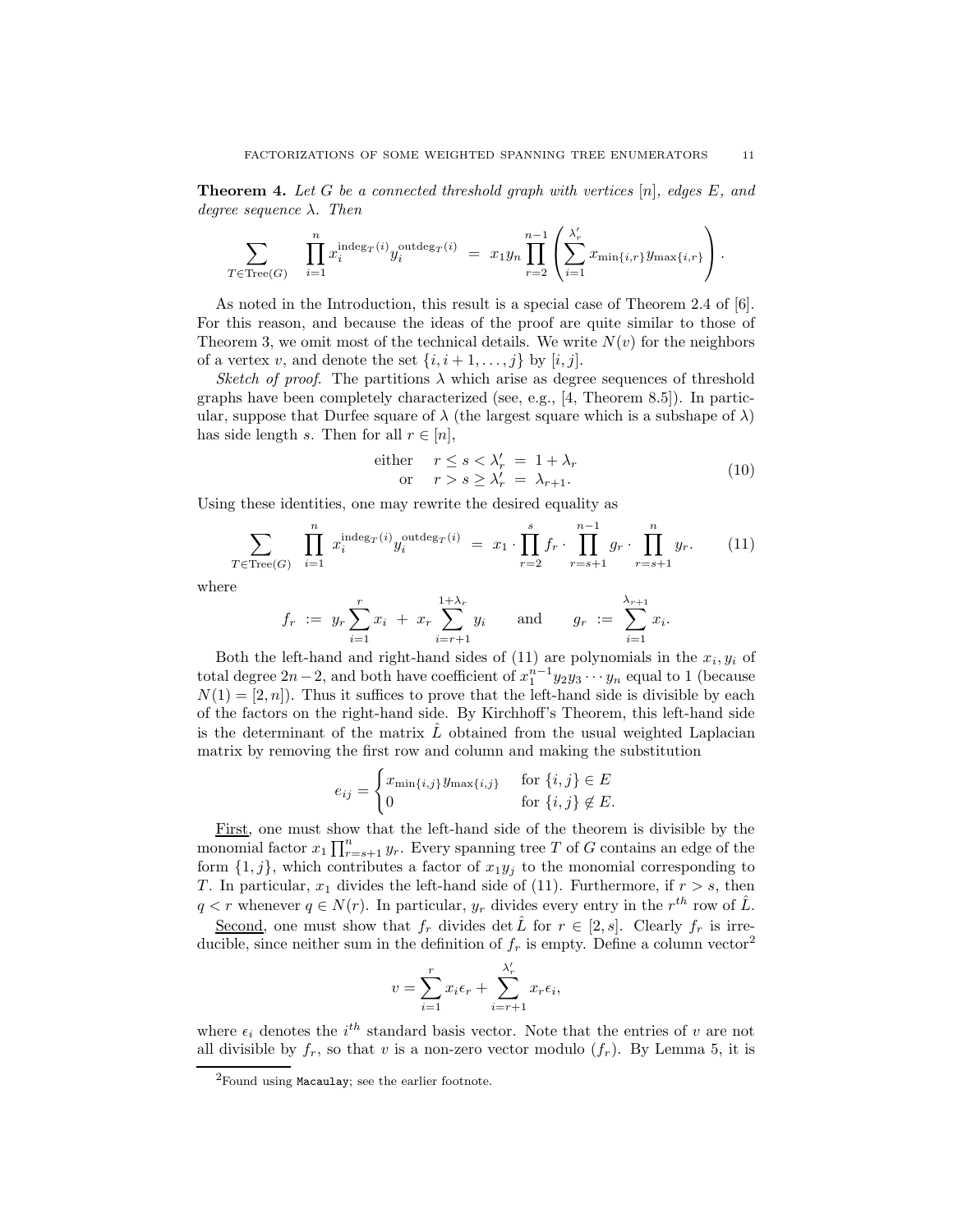**Theorem 4.** *Let $G$ be a connected threshold graph with vertices $[n]$, edges $E$, and degree sequence $\lambda$. Then*

$$\sum_{T \in \mathrm{Tree}(G)} \prod_{i=1}^{n} x_i^{\mathrm{indeg}_T(i)} y_i^{\mathrm{outdeg}_T(i)} \;=\; x_1 y_n \prod_{r=2}^{n-1} \left( \sum_{i=1}^{\lambda'_r} x_{\min\{i,r\}} y_{\max\{i,r\}} \right).$$

As noted in the Introduction, this result is a special case of Theorem 2.4 of [6]. For this reason, and because the ideas of the proof are quite similar to those of Theorem 3, we omit most of the technical details. We write $N(v)$ for the neighbors of a vertex $v$, and denote the set $\{i, i+1, \ldots, j\}$ by $[i, j]$.

*Sketch of proof.* The partitions $\lambda$ which arise as degree sequences of threshold graphs have been completely characterized (see, e.g., [4, Theorem 8.5]). In particular, suppose that Durfee square of $\lambda$ (the largest square which is a subshape of $\lambda$) has side length $s$. Then for all $r \in [n]$,

$$\begin{array}{rl} \text{either} & r \leq s < \lambda'_r \;=\; 1 + \lambda_r \\ \text{or} & r > s \geq \lambda'_r \;=\; \lambda_{r+1}. \end{array} \tag{10}$$

Using these identities, one may rewrite the desired equality as

$$\sum_{T \in \mathrm{Tree}(G)} \prod_{i=1}^{n} x_i^{\mathrm{indeg}_T(i)} y_i^{\mathrm{outdeg}_T(i)} \;=\; x_1 \cdot \prod_{r=2}^{s} f_r \cdot \prod_{r=s+1}^{n-1} g_r \cdot \prod_{r=s+1}^{n} y_r. \tag{11}$$

where

$$f_r \;:=\; y_r \sum_{i=1}^{r} x_i \;+\; x_r \sum_{i=r+1}^{1+\lambda_r} y_i \qquad \text{and} \qquad g_r \;:=\; \sum_{i=1}^{\lambda_{r+1}} x_i.$$

Both the left-hand and right-hand sides of (11) are polynomials in the $x_i, y_i$ of total degree $2n-2$, and both have coefficient of $x_1^{n-1} y_2 y_3 \cdots y_n$ equal to 1 (because $N(1) = [2, n]$). Thus it suffices to prove that the left-hand side is divisible by each of the factors on the right-hand side. By Kirchhoff's Theorem, this left-hand side is the determinant of the matrix $\hat{L}$ obtained from the usual weighted Laplacian matrix by removing the first row and column and making the substitution

$$e_{ij} = \begin{cases} x_{\min\{i,j\}} y_{\max\{i,j\}} & \text{for } \{i,j\} \in E \\ 0 & \text{for } \{i,j\} \notin E. \end{cases}$$

First, one must show that the left-hand side of the theorem is divisible by the monomial factor $x_1 \prod_{r=s+1}^{n} y_r$. Every spanning tree $T$ of $G$ contains an edge of the form $\{1, j\}$, which contributes a factor of $x_1 y_j$ to the monomial corresponding to $T$. In particular, $x_1$ divides the left-hand side of (11). Furthermore, if $r > s$, then $q < r$ whenever $q \in N(r)$. In particular, $y_r$ divides every entry in the $r^{th}$ row of $\hat{L}$.

Second, one must show that $f_r$ divides $\det \hat{L}$ for $r \in [2, s]$. Clearly $f_r$ is irreducible, since neither sum in the definition of $f_r$ is empty. Define a column vector[2]

$$v = \sum_{i=1}^{r} x_i \epsilon_r + \sum_{i=r+1}^{\lambda'_r} x_r \epsilon_i,$$

where $\epsilon_i$ denotes the $i^{th}$ standard basis vector. Note that the entries of $v$ are not all divisible by $f_r$, so that $v$ is a non-zero vector modulo $(f_r)$. By Lemma 5, it is

[2] Found using `Macaulay`; see the earlier footnote.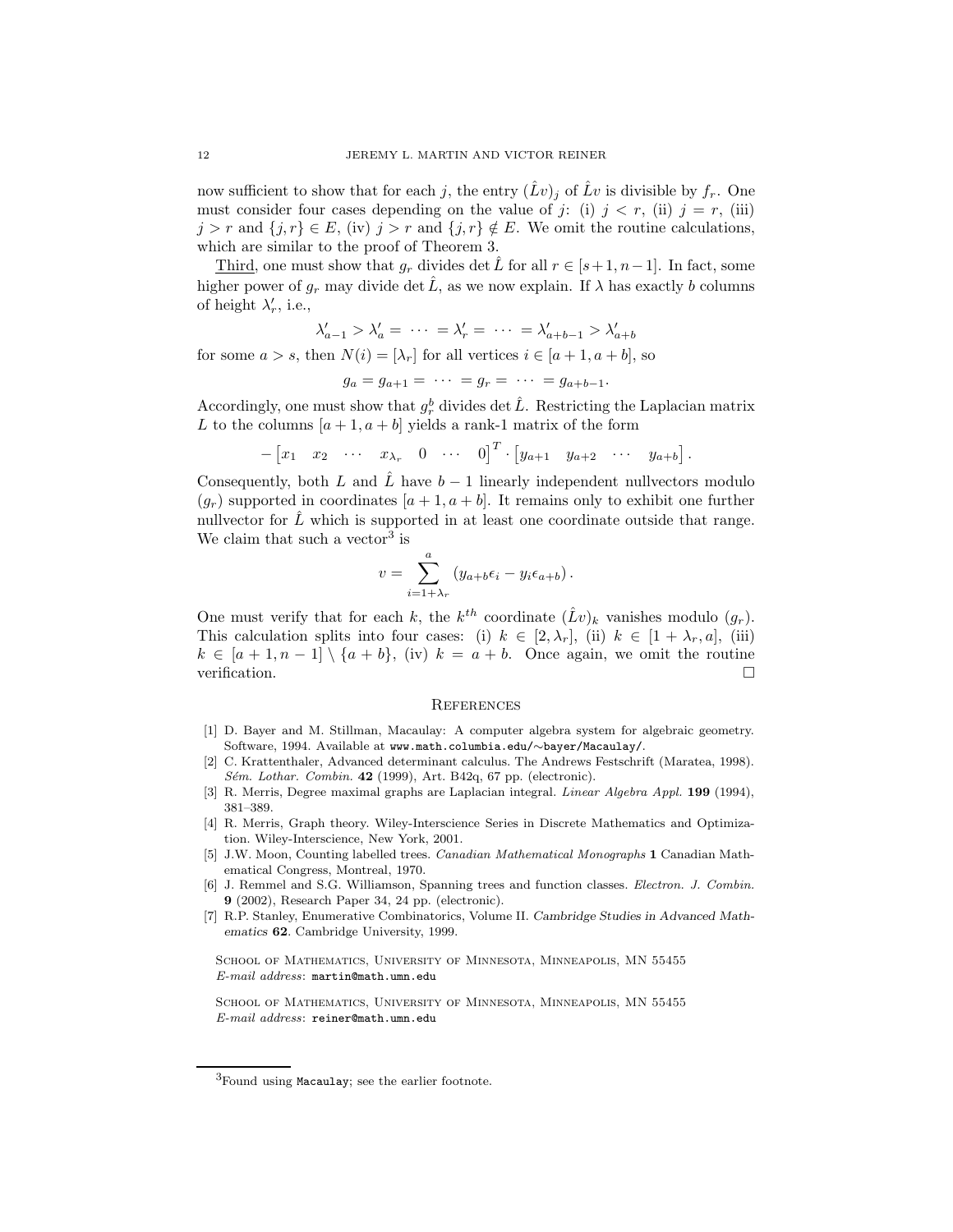now sufficient to show that for each $j$, the entry $(\hat{L}v)_j$ of $\hat{L}v$ is divisible by $f_r$. One must consider four cases depending on the value of $j$: (i) $j < r$, (ii) $j = r$, (iii) $j > r$ and $\{j, r\} \in E$, (iv) $j > r$ and $\{j, r\} \notin E$. We omit the routine calculations, which are similar to the proof of Theorem 3.

<u>Third</u>, one must show that $g_r$ divides $\det \hat{L}$ for all $r \in [s+1, n-1]$. In fact, some higher power of $g_r$ may divide $\det \hat{L}$, as we now explain. If $\lambda$ has exactly $b$ columns of height $\lambda'_r$, i.e.,

$$\lambda'_{a-1} > \lambda'_a = \cdots = \lambda'_r = \cdots = \lambda'_{a+b-1} > \lambda'_{a+b}$$

for some $a > s$, then $N(i) = [\lambda_r]$ for all vertices $i \in [a+1, a+b]$, so

$$g_a = g_{a+1} = \cdots = g_r = \cdots = g_{a+b-1}.$$

Accordingly, one must show that $g_r^b$ divides $\det \hat{L}$. Restricting the Laplacian matrix $L$ to the columns $[a+1, a+b]$ yields a rank-1 matrix of the form

$$-\begin{bmatrix} x_1 & x_2 & \cdots & x_{\lambda_r} & 0 & \cdots & 0 \end{bmatrix}^T \cdot \begin{bmatrix} y_{a+1} & y_{a+2} & \cdots & y_{a+b} \end{bmatrix}.$$

Consequently, both $L$ and $\hat{L}$ have $b-1$ linearly independent nullvectors modulo $(g_r)$ supported in coordinates $[a+1, a+b]$. It remains only to exhibit one further nullvector for $\hat{L}$ which is supported in at least one coordinate outside that range. We claim that such a vector[3] is

$$v = \sum_{i=1+\lambda_r}^{a} (y_{a+b}\epsilon_i - y_i\epsilon_{a+b}).$$

One must verify that for each $k$, the $k^{th}$ coordinate $(\hat{L}v)_k$ vanishes modulo $(g_r)$. This calculation splits into four cases: (i) $k \in [2, \lambda_r]$, (ii) $k \in [1+\lambda_r, a]$, (iii) $k \in [a+1, n-1] \setminus \{a+b\}$, (iv) $k = a+b$. Once again, we omit the routine verification. □

## References

[1] D. Bayer and M. Stillman, Macaulay: A computer algebra system for algebraic geometry. Software, 1994. Available at `www.math.columbia.edu/~bayer/Macaulay/`.

[2] C. Krattenthaler, Advanced determinant calculus. The Andrews Festschrift (Maratea, 1998). *Sém. Lothar. Combin.* **42** (1999), Art. B42q, 67 pp. (electronic).

[3] R. Merris, Degree maximal graphs are Laplacian integral. *Linear Algebra Appl.* **199** (1994), 381–389.

[4] R. Merris, Graph theory. Wiley-Interscience Series in Discrete Mathematics and Optimization. Wiley-Interscience, New York, 2001.

[5] J.W. Moon, Counting labelled trees. *Canadian Mathematical Monographs* **1** Canadian Mathematical Congress, Montreal, 1970.

[6] J. Remmel and S.G. Williamson, Spanning trees and function classes. *Electron. J. Combin.* **9** (2002), Research Paper 34, 24 pp. (electronic).

[7] R.P. Stanley, Enumerative Combinatorics, Volume II. *Cambridge Studies in Advanced Mathematics* **62**. Cambridge University, 1999.

School of Mathematics, University of Minnesota, Minneapolis, MN 55455
*E-mail address*: `martin@math.umn.edu`

School of Mathematics, University of Minnesota, Minneapolis, MN 55455
*E-mail address*: `reiner@math.umn.edu`

---

[3] Found using `Macaulay`; see the earlier footnote.